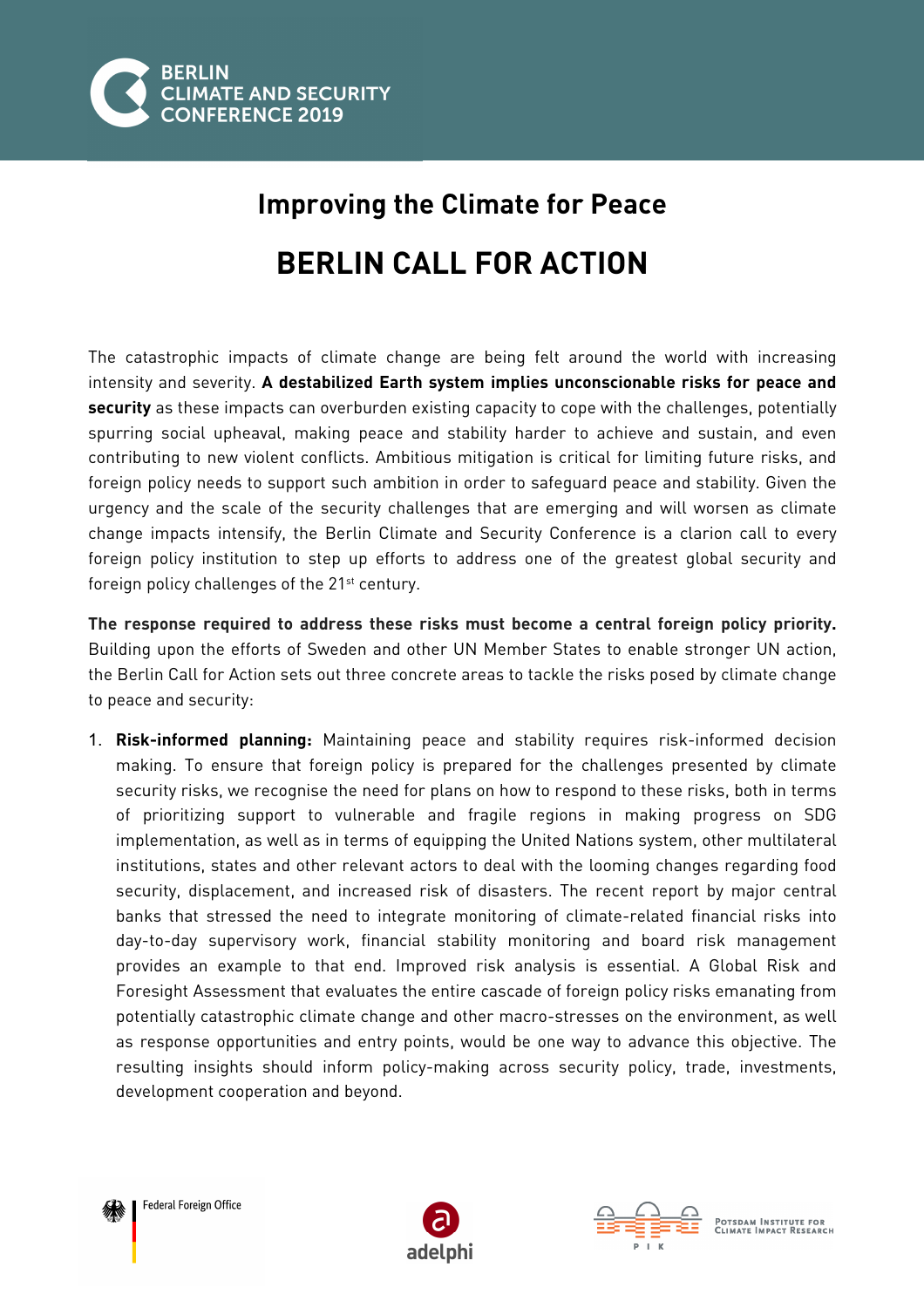BERLIN CLIMATE AND SECURITY CONFERENCE 2019

## Improving the Climate for Peace

# BERLIN CALL FOR ACTION

The catastrophic impacts of climate change are being felt around the world with increasing intensity and severity. **A destabilized Earth system implies unconscionable risks for peace and security** as these impacts can overburden existing capacity to cope with the challenges, potentially spurring social upheaval, making peace and stability harder to achieve and sustain, and even contributing to new violent conflicts. Ambitious mitigation is critical for limiting future risks, and foreign policy needs to support such ambition in order to safeguard peace and stability. Given the urgency and the scale of the security challenges that are emerging and will worsen as climate change impacts intensify, the Berlin Climate and Security Conference is a clarion call to every foreign policy institution to step up efforts to address one of the greatest global security and foreign policy challenges of the 21st century.

**The response required to address these risks must become a central foreign policy priority.** Building upon the efforts of Sweden and other UN Member States to enable stronger UN action, the Berlin Call for Action sets out three concrete areas to tackle the risks posed by climate change to peace and security:

1. **Risk-informed planning:** Maintaining peace and stability requires risk-informed decision making. To ensure that foreign policy is prepared for the challenges presented by climate security risks, we recognise the need for plans on how to respond to these risks, both in terms of prioritizing support to vulnerable and fragile regions in making progress on SDG implementation, as well as in terms of equipping the United Nations system, other multilateral institutions, states and other relevant actors to deal with the looming changes regarding food security, displacement, and increased risk of disasters. The recent report by major central banks that stressed the need to integrate monitoring of climate-related financial risks into day-to-day supervisory work, financial stability monitoring and board risk management provides an example to that end. Improved risk analysis is essential. A Global Risk and Foresight Assessment that evaluates the entire cascade of foreign policy risks emanating from potentially catastrophic climate change and other macro-stresses on the environment, as well as response opportunities and entry points, would be one way to advance this objective. The resulting insights should inform policy-making across security policy, trade, investments, development cooperation and beyond.

Federal Foreign Office | adelphi | Potsdam Institute for Climate Impact Research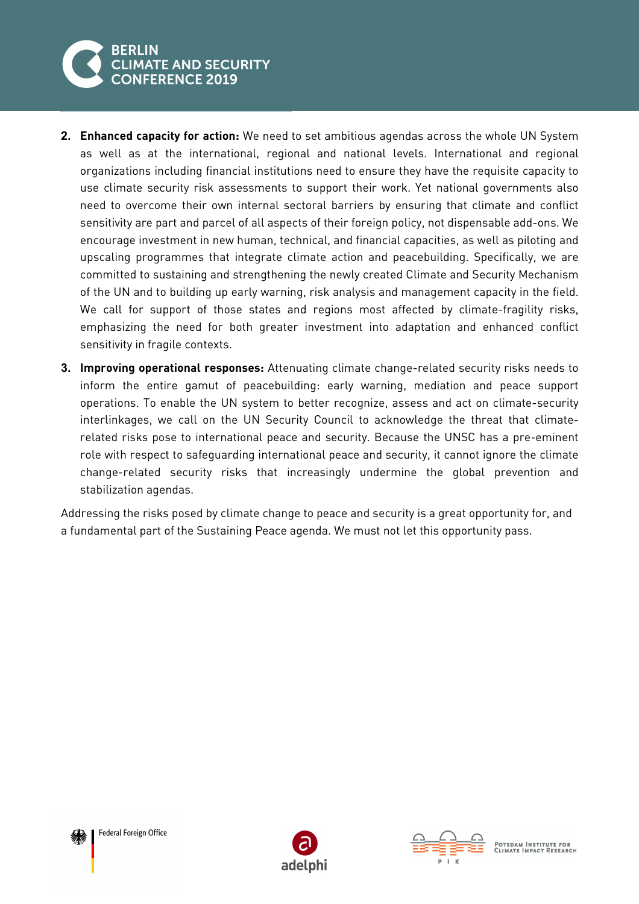2. **Enhanced capacity for action:** We need to set ambitious agendas across the whole UN System as well as at the international, regional and national levels. International and regional organizations including financial institutions need to ensure they have the requisite capacity to use climate security risk assessments to support their work. Yet national governments also need to overcome their own internal sectoral barriers by ensuring that climate and conflict sensitivity are part and parcel of all aspects of their foreign policy, not dispensable add-ons. We encourage investment in new human, technical, and financial capacities, as well as piloting and upscaling programmes that integrate climate action and peacebuilding. Specifically, we are committed to sustaining and strengthening the newly created Climate and Security Mechanism of the UN and to building up early warning, risk analysis and management capacity in the field. We call for support of those states and regions most affected by climate-fragility risks, emphasizing the need for both greater investment into adaptation and enhanced conflict sensitivity in fragile contexts.

3. **Improving operational responses:** Attenuating climate change-related security risks needs to inform the entire gamut of peacebuilding: early warning, mediation and peace support operations. To enable the UN system to better recognize, assess and act on climate-security interlinkages, we call on the UN Security Council to acknowledge the threat that climate-related risks pose to international peace and security. Because the UNSC has a pre-eminent role with respect to safeguarding international peace and security, it cannot ignore the climate change-related security risks that increasingly undermine the global prevention and stabilization agendas.

Addressing the risks posed by climate change to peace and security is a great opportunity for, and a fundamental part of the Sustaining Peace agenda. We must not let this opportunity pass.